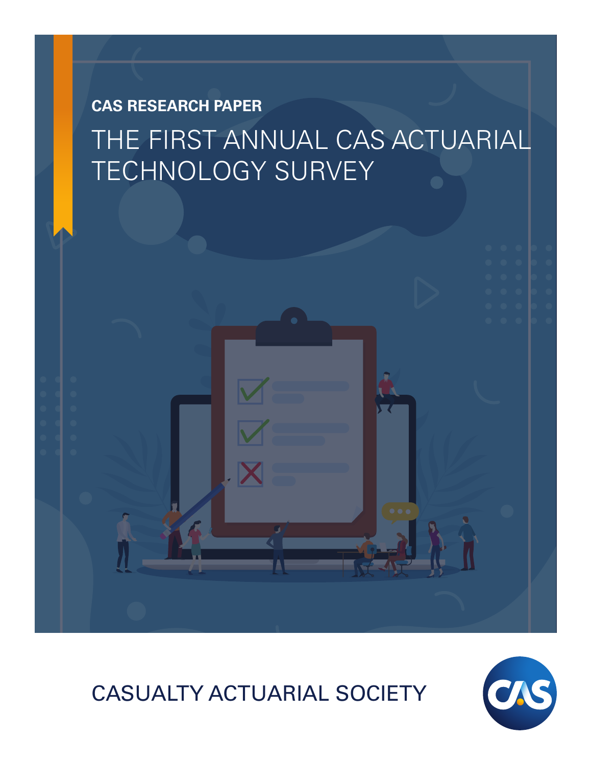**CAS RESEARCH PAPER**

# THE FIRST ANNUAL CAS ACTUARIAL TECHNOLOGY SURVEY

CASUALTY ACTUARIAL SOCIETY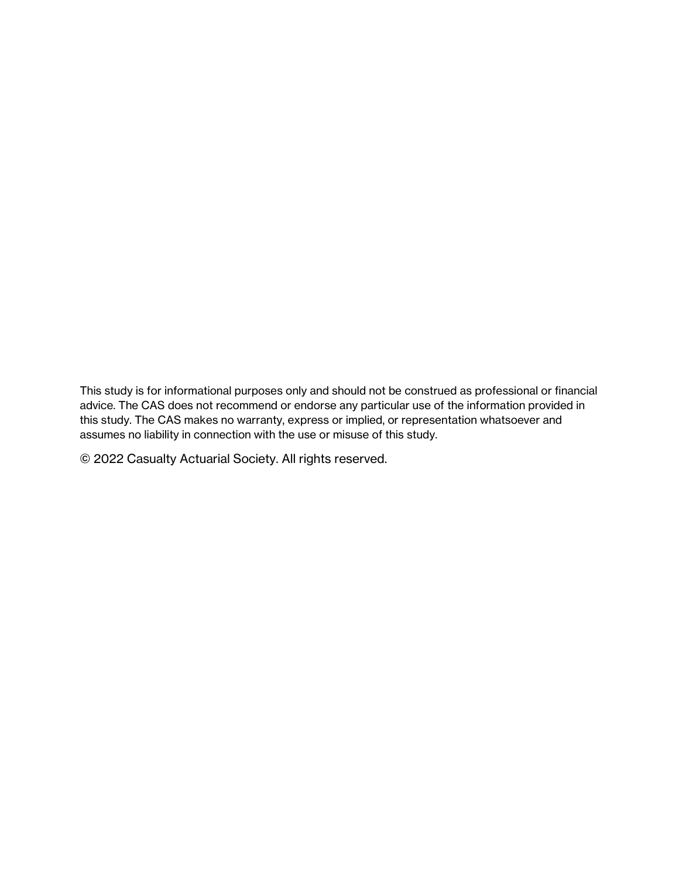This study is for informational purposes only and should not be construed as professional or financial advice. The CAS does not recommend or endorse any particular use of the information provided in this study. The CAS makes no warranty, express or implied, or representation whatsoever and assumes no liability in connection with the use or misuse of this study.

© 2022 Casualty Actuarial Society. All rights reserved.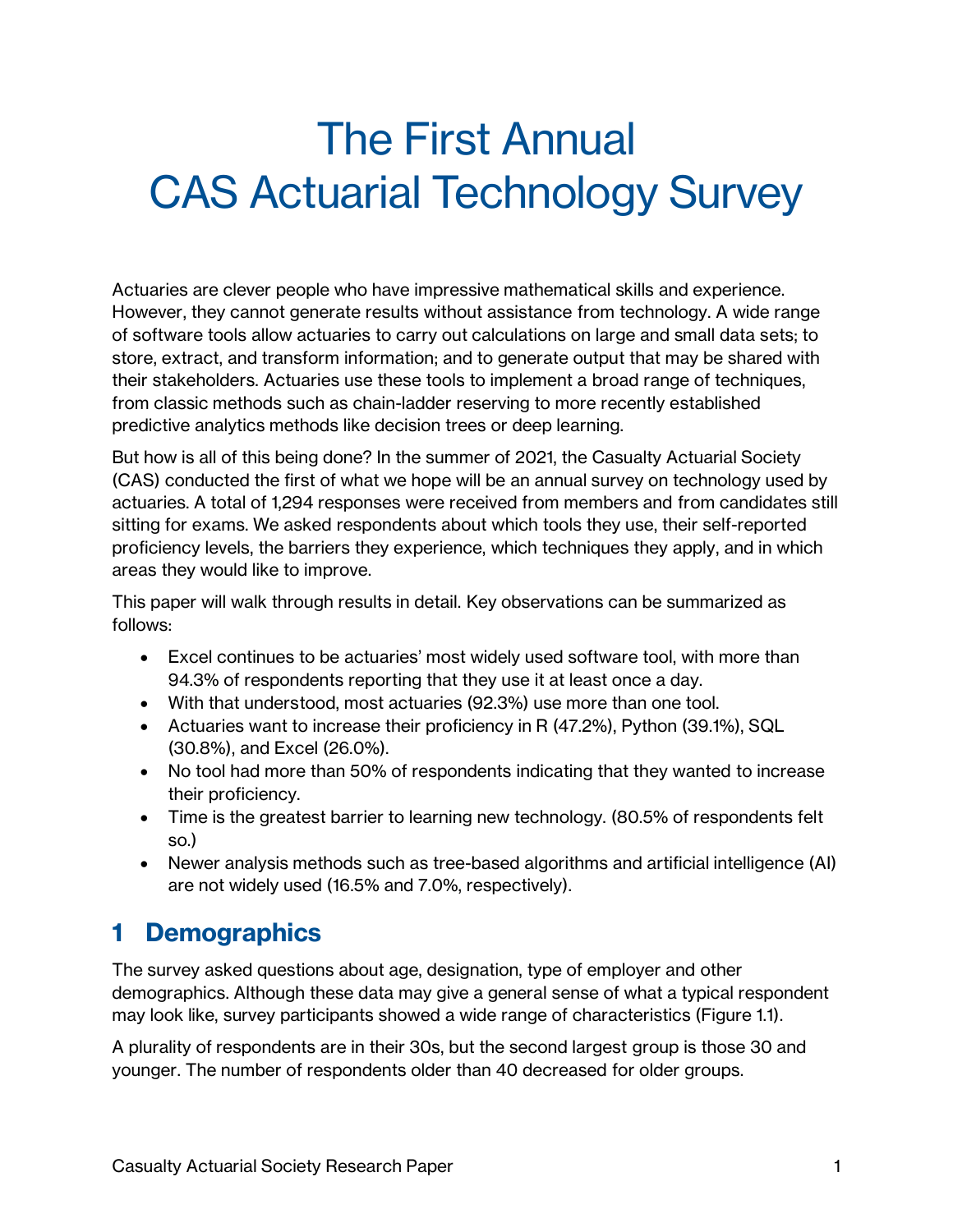# The First Annual CAS Actuarial Technology Survey

Actuaries are clever people who have impressive mathematical skills and experience. However, they cannot generate results without assistance from technology. A wide range of software tools allow actuaries to carry out calculations on large and small data sets; to store, extract, and transform information; and to generate output that may be shared with their stakeholders. Actuaries use these tools to implement a broad range of techniques, from classic methods such as chain-ladder reserving to more recently established predictive analytics methods like decision trees or deep learning.

But how is all of this being done? In the summer of 2021, the Casualty Actuarial Society (CAS) conducted the first of what we hope will be an annual survey on technology used by actuaries. A total of 1,294 responses were received from members and from candidates still sitting for exams. We asked respondents about which tools they use, their self-reported proficiency levels, the barriers they experience, which techniques they apply, and in which areas they would like to improve.

This paper will walk through results in detail. Key observations can be summarized as follows:

- Excel continues to be actuaries' most widely used software tool, with more than 94.3% of respondents reporting that they use it at least once a day.
- With that understood, most actuaries (92.3%) use more than one tool.
- Actuaries want to increase their proficiency in R (47.2%), Python (39.1%), SQL (30.8%), and Excel (26.0%).
- No tool had more than 50% of respondents indicating that they wanted to increase their proficiency.
- Time is the greatest barrier to learning new technology. (80.5% of respondents felt so.)
- Newer analysis methods such as tree-based algorithms and artificial intelligence (AI) are not widely used (16.5% and 7.0%, respectively).

## 1 Demographics

The survey asked questions about age, designation, type of employer and other demographics. Although these data may give a general sense of what a typical respondent may look like, survey participants showed a wide range of characteristics (Figure 1.1).

A plurality of respondents are in their 30s, but the second largest group is those 30 and younger. The number of respondents older than 40 decreased for older groups.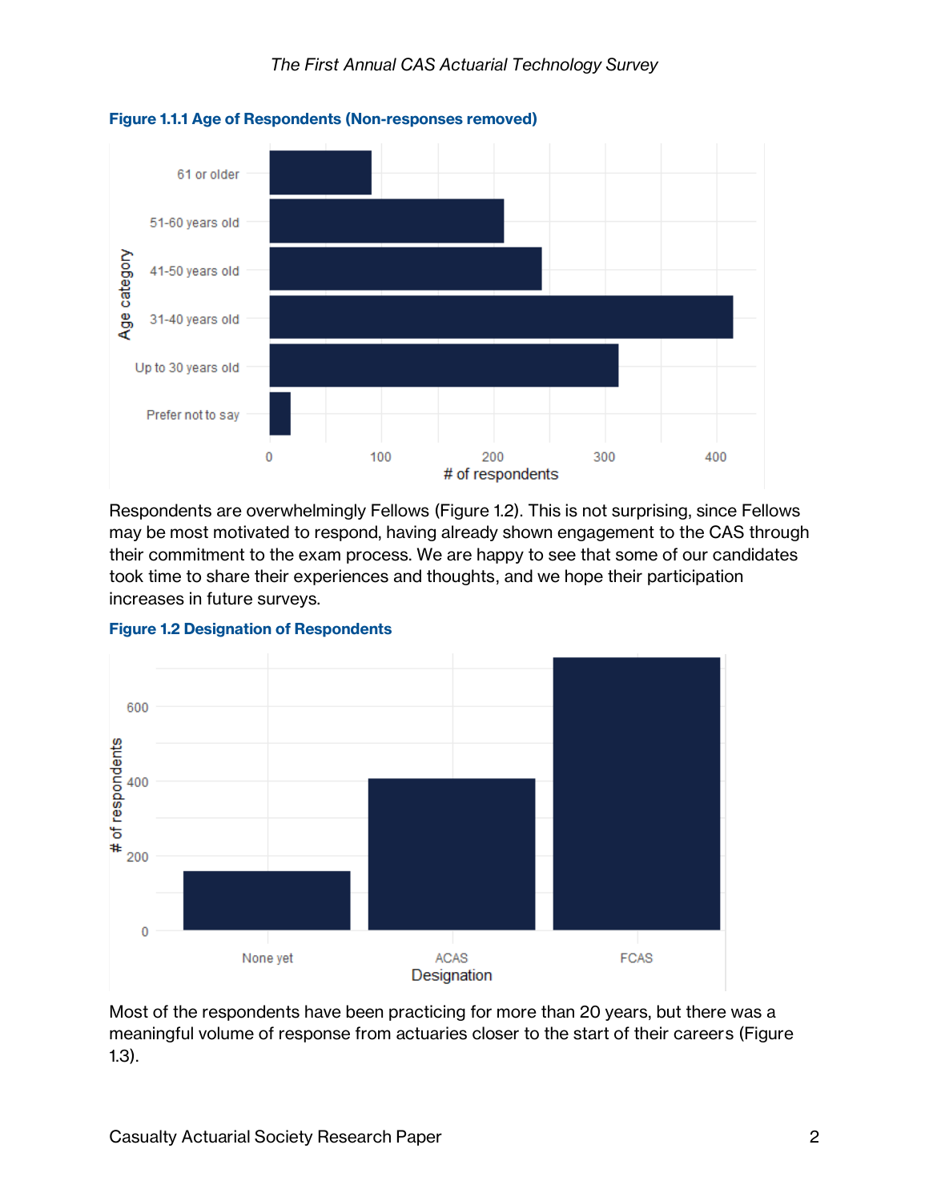**Figure 1.1.1 Age of Respondents (Non-responses removed)**

Respondents are overwhelmingly Fellows (Figure 1.2). This is not surprising, since Fellows may be most motivated to respond, having already shown engagement to the CAS through their commitment to the exam process. We are happy to see that some of our candidates took time to share their experiences and thoughts, and we hope their participation increases in future surveys.

**Figure 1.2 Designation of Respondents**

Most of the respondents have been practicing for more than 20 years, but there was a meaningful volume of response from actuaries closer to the start of their careers (Figure 1.3).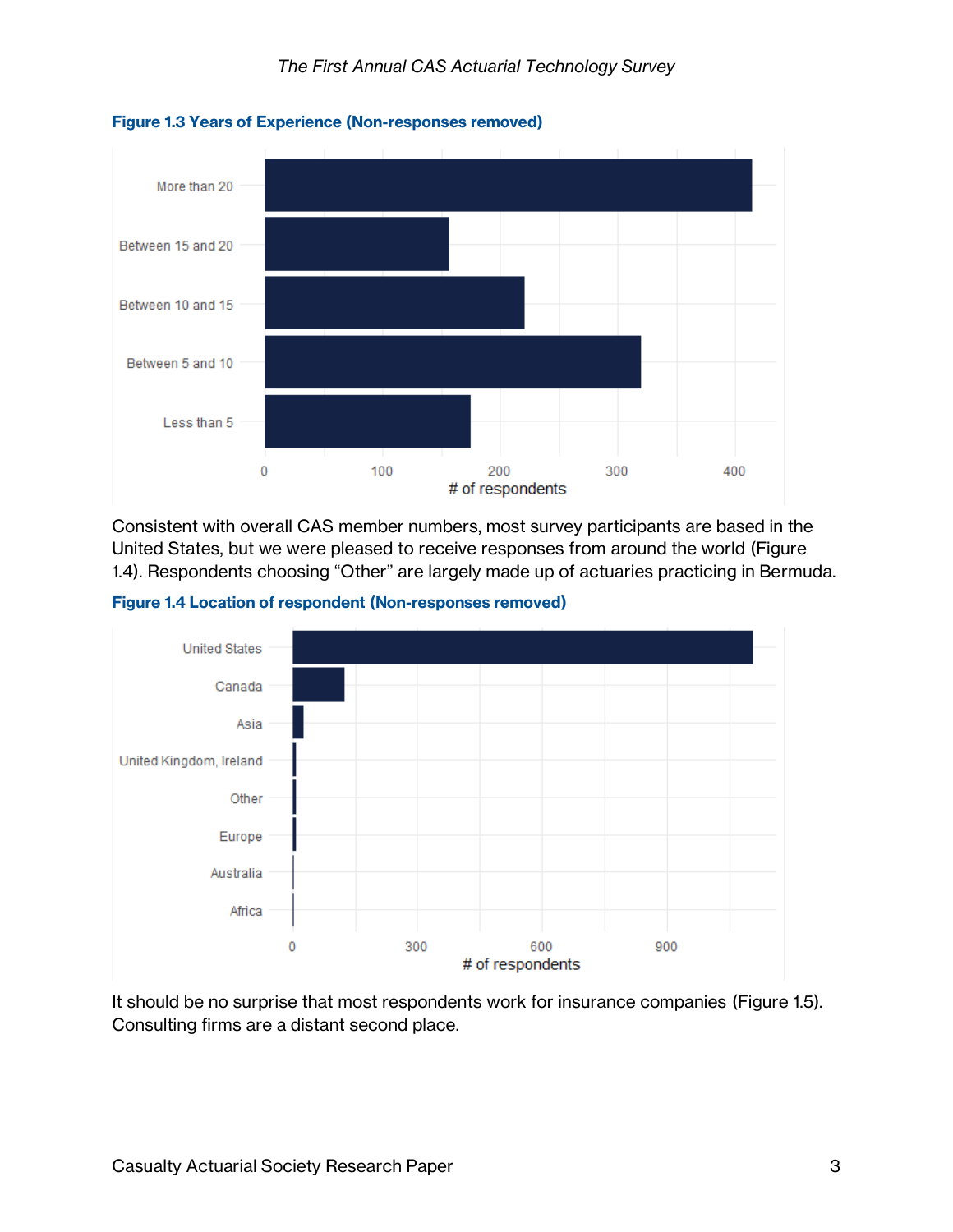**Figure 1.3 Years of Experience (Non-responses removed)**

Consistent with overall CAS member numbers, most survey participants are based in the United States, but we were pleased to receive responses from around the world (Figure 1.4). Respondents choosing “Other” are largely made up of actuaries practicing in Bermuda.

**Figure 1.4 Location of respondent (Non-responses removed)**

It should be no surprise that most respondents work for insurance companies (Figure 1.5). Consulting firms are a distant second place.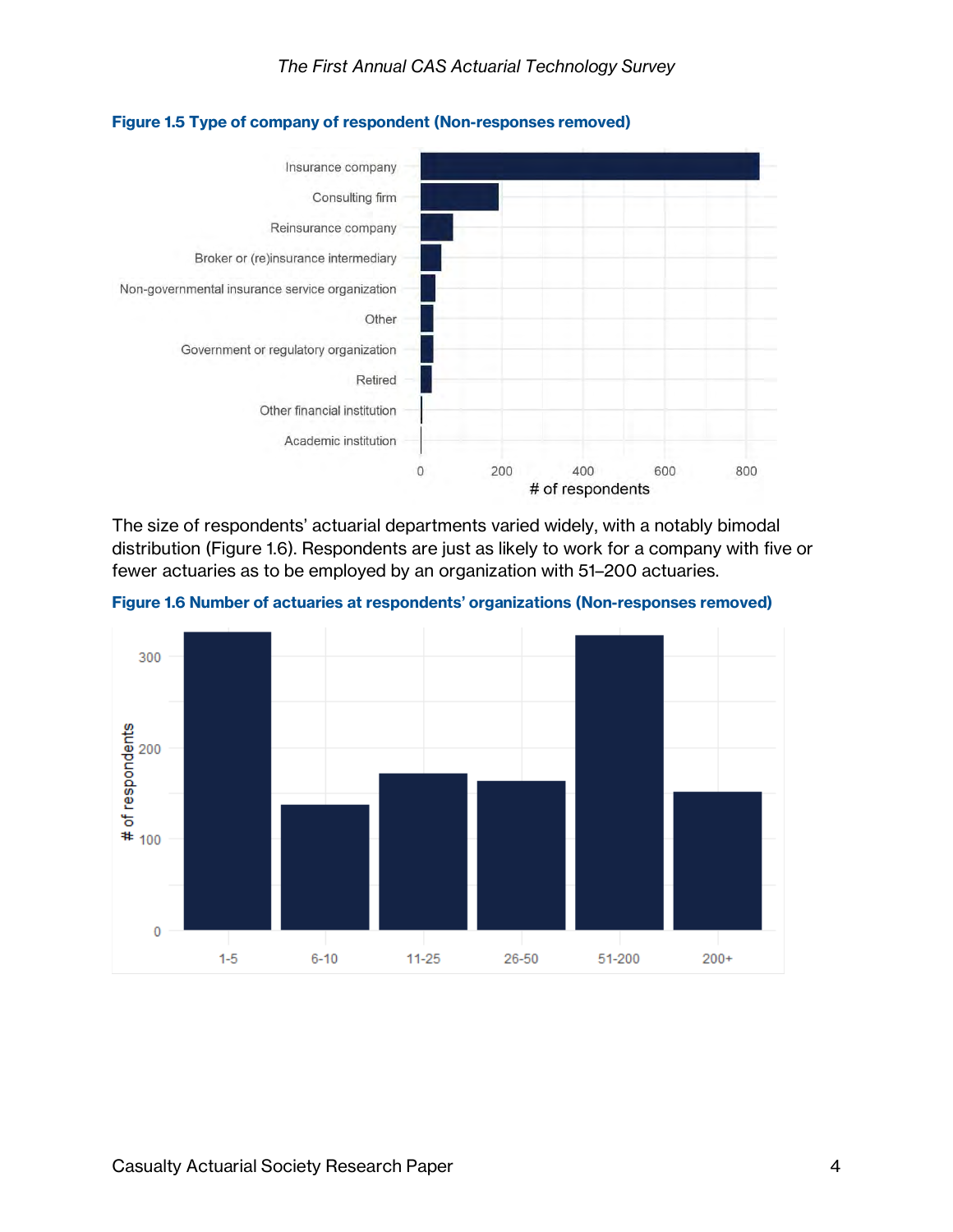**Figure 1.5 Type of company of respondent (Non-responses removed)**

The size of respondents' actuarial departments varied widely, with a notably bimodal distribution (Figure 1.6). Respondents are just as likely to work for a company with five or fewer actuaries as to be employed by an organization with 51–200 actuaries.

**Figure 1.6 Number of actuaries at respondents' organizations (Non-responses removed)**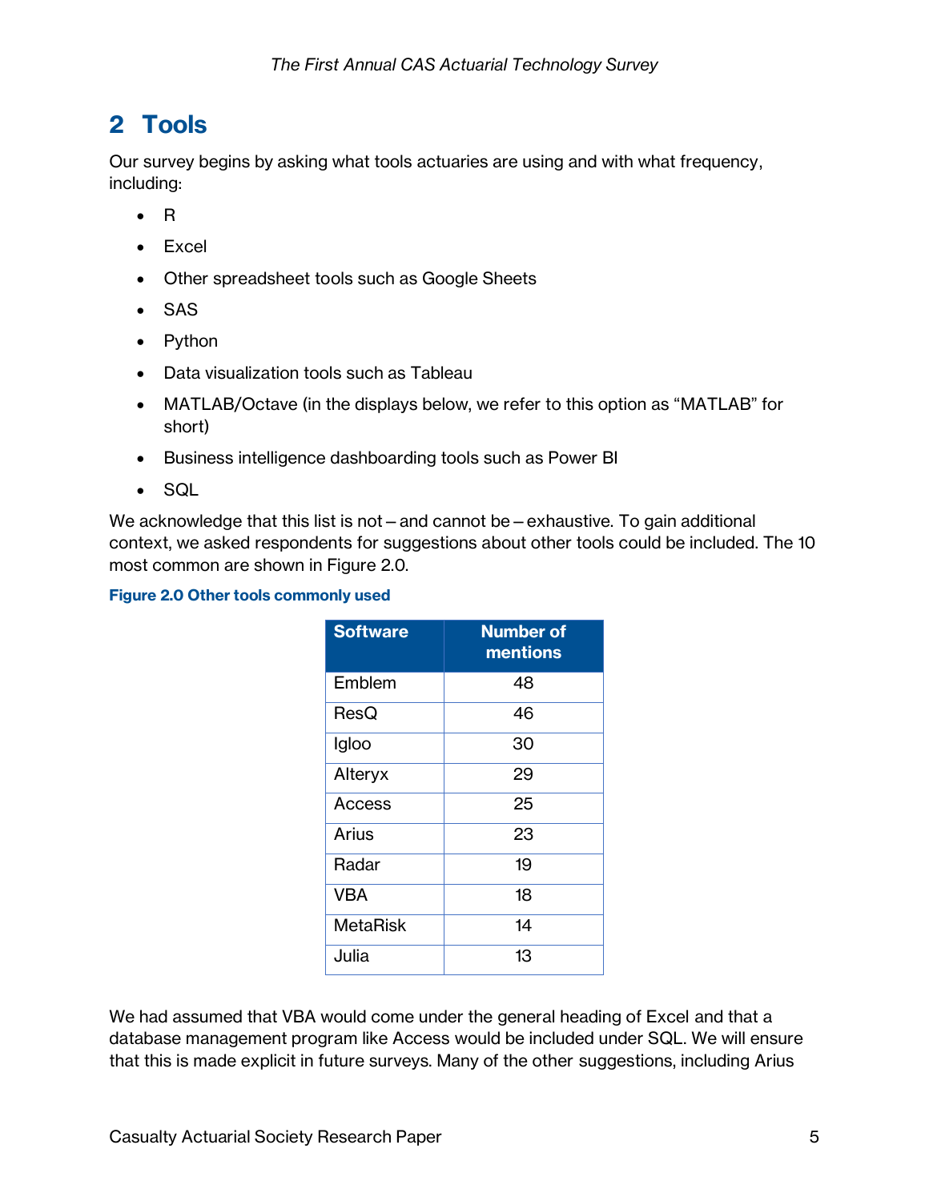## 2 Tools

Our survey begins by asking what tools actuaries are using and with what frequency, including:

- R
- Excel
- Other spreadsheet tools such as Google Sheets
- SAS
- Python
- Data visualization tools such as Tableau
- MATLAB/Octave (in the displays below, we refer to this option as "MATLAB" for short)
- Business intelligence dashboarding tools such as Power BI
- SQL

We acknowledge that this list is not – and cannot be – exhaustive. To gain additional context, we asked respondents for suggestions about other tools could be included. The 10 most common are shown in Figure 2.0.

**Figure 2.0 Other tools commonly used**

| Software | Number of mentions |
|---|---|
| Emblem | 48 |
| ResQ | 46 |
| Igloo | 30 |
| Alteryx | 29 |
| Access | 25 |
| Arius | 23 |
| Radar | 19 |
| VBA | 18 |
| MetaRisk | 14 |
| Julia | 13 |

We had assumed that VBA would come under the general heading of Excel and that a database management program like Access would be included under SQL. We will ensure that this is made explicit in future surveys. Many of the other suggestions, including Arius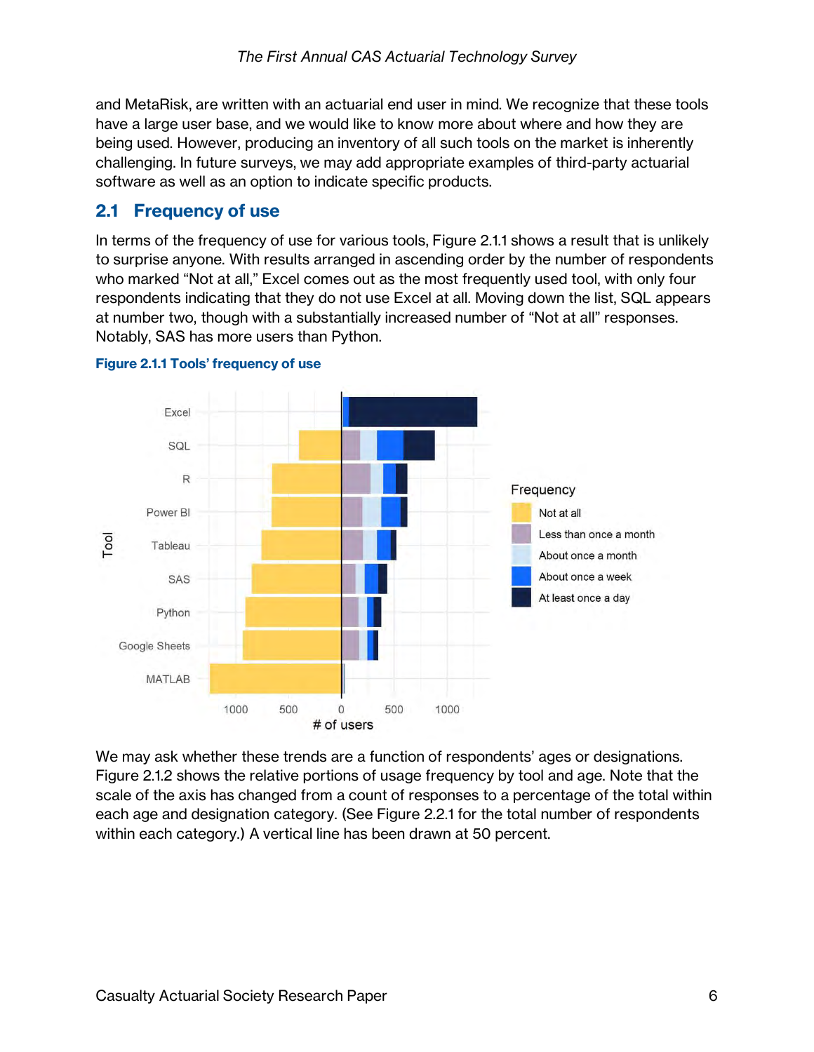and MetaRisk, are written with an actuarial end user in mind. We recognize that these tools have a large user base, and we would like to know more about where and how they are being used. However, producing an inventory of all such tools on the market is inherently challenging. In future surveys, we may add appropriate examples of third-party actuarial software as well as an option to indicate specific products.

## 2.1 Frequency of use

In terms of the frequency of use for various tools, Figure 2.1.1 shows a result that is unlikely to surprise anyone. With results arranged in ascending order by the number of respondents who marked “Not at all,” Excel comes out as the most frequently used tool, with only four respondents indicating that they do not use Excel at all. Moving down the list, SQL appears at number two, though with a substantially increased number of “Not at all” responses. Notably, SAS has more users than Python.

**Figure 2.1.1 Tools’ frequency of use**

We may ask whether these trends are a function of respondents’ ages or designations. Figure 2.1.2 shows the relative portions of usage frequency by tool and age. Note that the scale of the axis has changed from a count of responses to a percentage of the total within each age and designation category. (See Figure 2.2.1 for the total number of respondents within each category.) A vertical line has been drawn at 50 percent.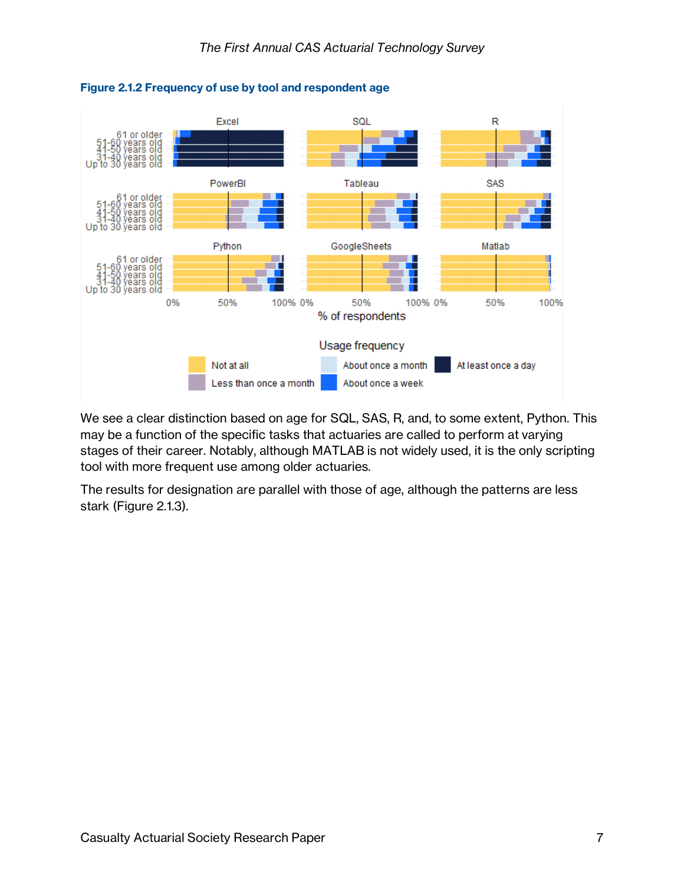**Figure 2.1.2 Frequency of use by tool and respondent age**

We see a clear distinction based on age for SQL, SAS, R, and, to some extent, Python. This may be a function of the specific tasks that actuaries are called to perform at varying stages of their career. Notably, although MATLAB is not widely used, it is the only scripting tool with more frequent use among older actuaries.

The results for designation are parallel with those of age, although the patterns are less stark (Figure 2.1.3).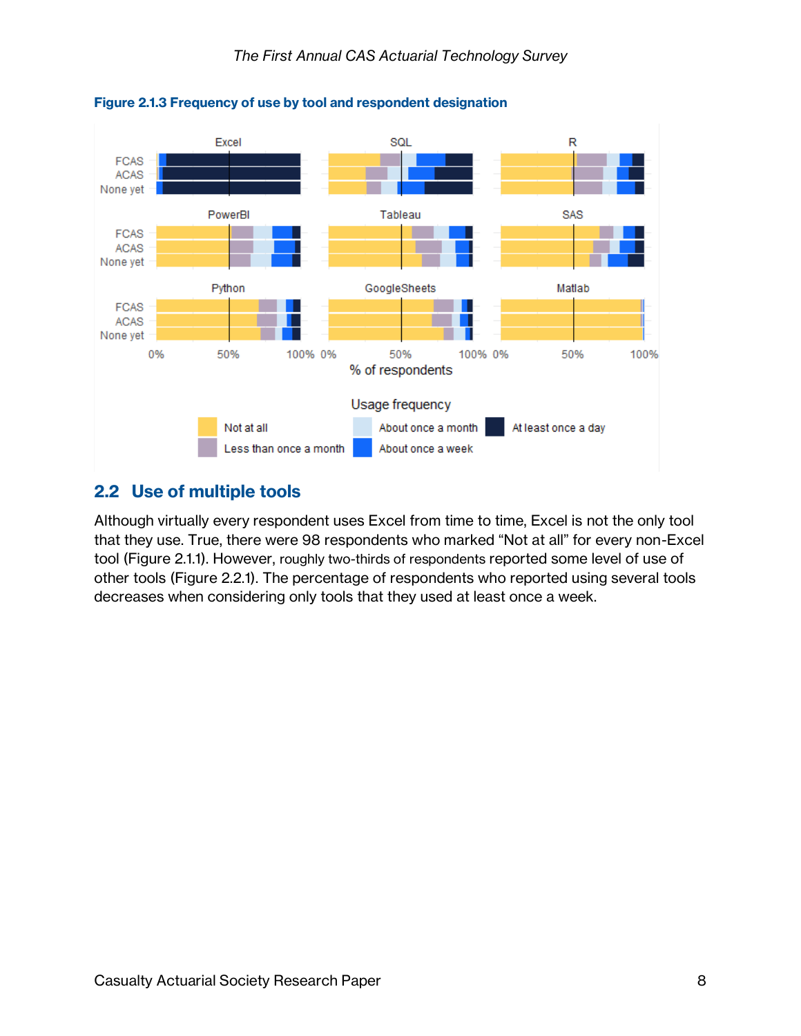**Figure 2.1.3 Frequency of use by tool and respondent designation**

## 2.2 Use of multiple tools

Although virtually every respondent uses Excel from time to time, Excel is not the only tool that they use. True, there were 98 respondents who marked “Not at all” for every non-Excel tool (Figure 2.1.1). However, roughly two-thirds of respondents reported some level of use of other tools (Figure 2.2.1). The percentage of respondents who reported using several tools decreases when considering only tools that they used at least once a week.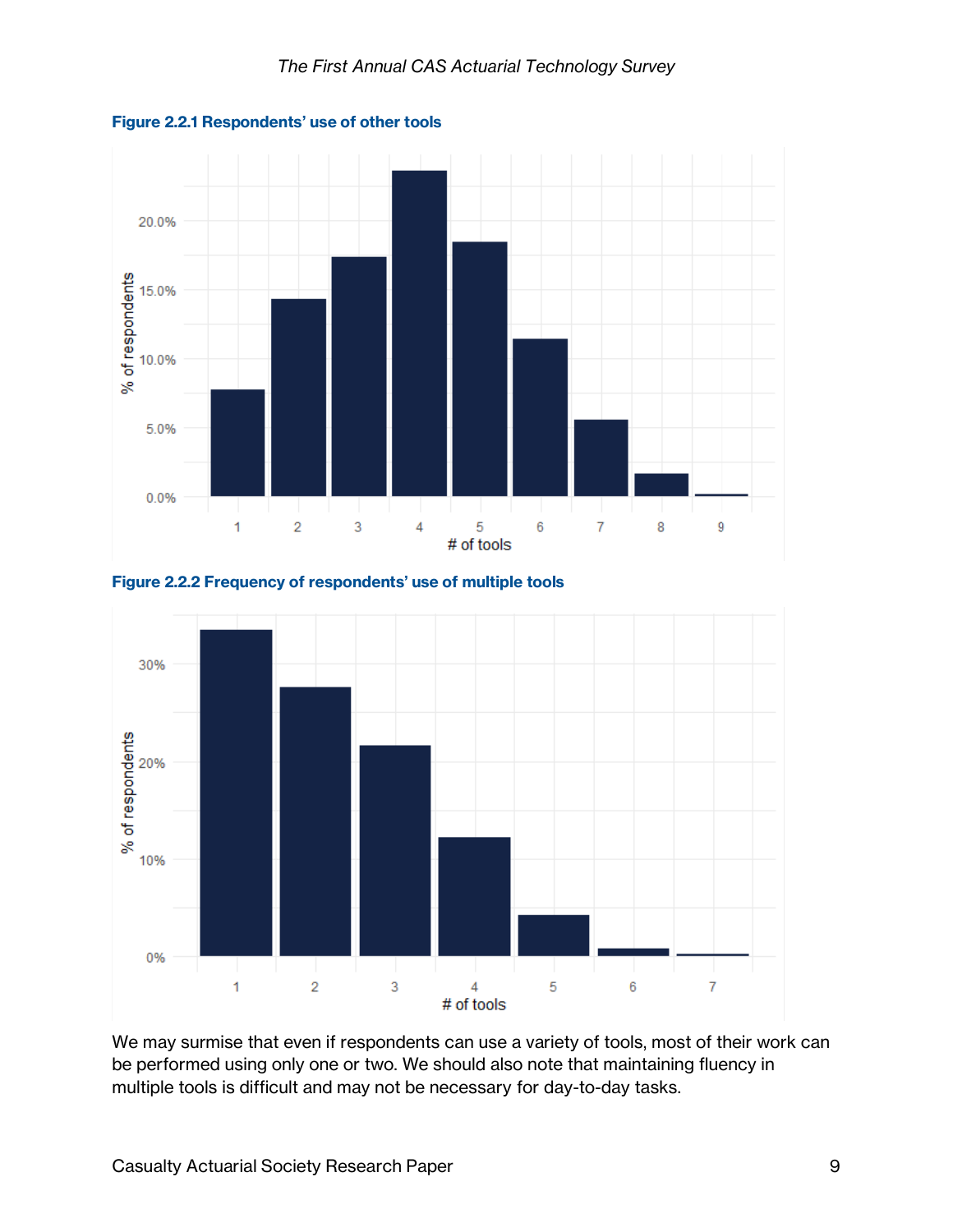**Figure 2.2.1 Respondents' use of other tools**

**Figure 2.2.2 Frequency of respondents' use of multiple tools**

We may surmise that even if respondents can use a variety of tools, most of their work can be performed using only one or two. We should also note that maintaining fluency in multiple tools is difficult and may not be necessary for day-to-day tasks.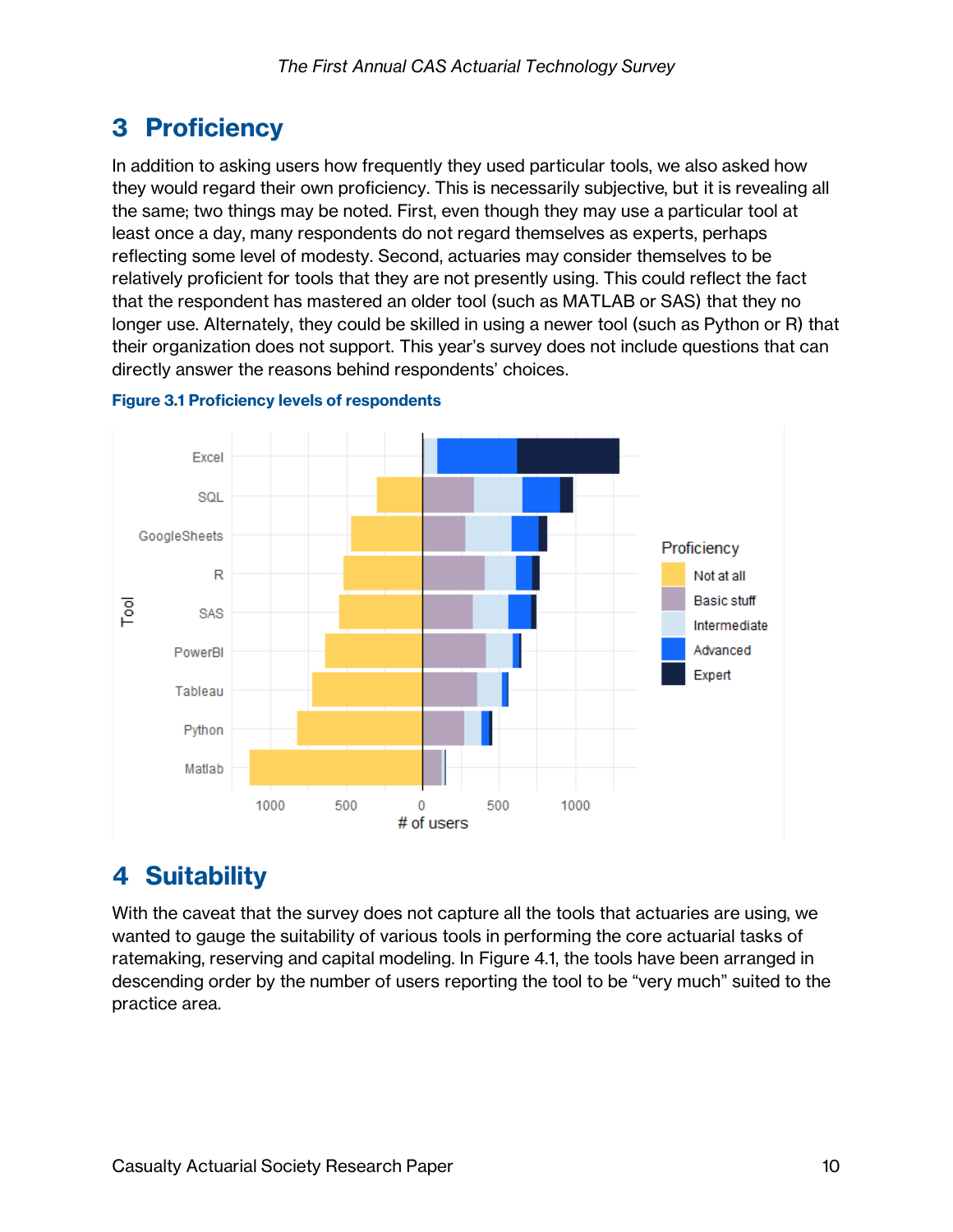## 3 Proficiency

In addition to asking users how frequently they used particular tools, we also asked how they would regard their own proficiency. This is necessarily subjective, but it is revealing all the same; two things may be noted. First, even though they may use a particular tool at least once a day, many respondents do not regard themselves as experts, perhaps reflecting some level of modesty. Second, actuaries may consider themselves to be relatively proficient for tools that they are not presently using. This could reflect the fact that the respondent has mastered an older tool (such as MATLAB or SAS) that they no longer use. Alternately, they could be skilled in using a newer tool (such as Python or R) that their organization does not support. This year's survey does not include questions that can directly answer the reasons behind respondents' choices.

**Figure 3.1 Proficiency levels of respondents**

## 4 Suitability

With the caveat that the survey does not capture all the tools that actuaries are using, we wanted to gauge the suitability of various tools in performing the core actuarial tasks of ratemaking, reserving and capital modeling. In Figure 4.1, the tools have been arranged in descending order by the number of users reporting the tool to be "very much" suited to the practice area.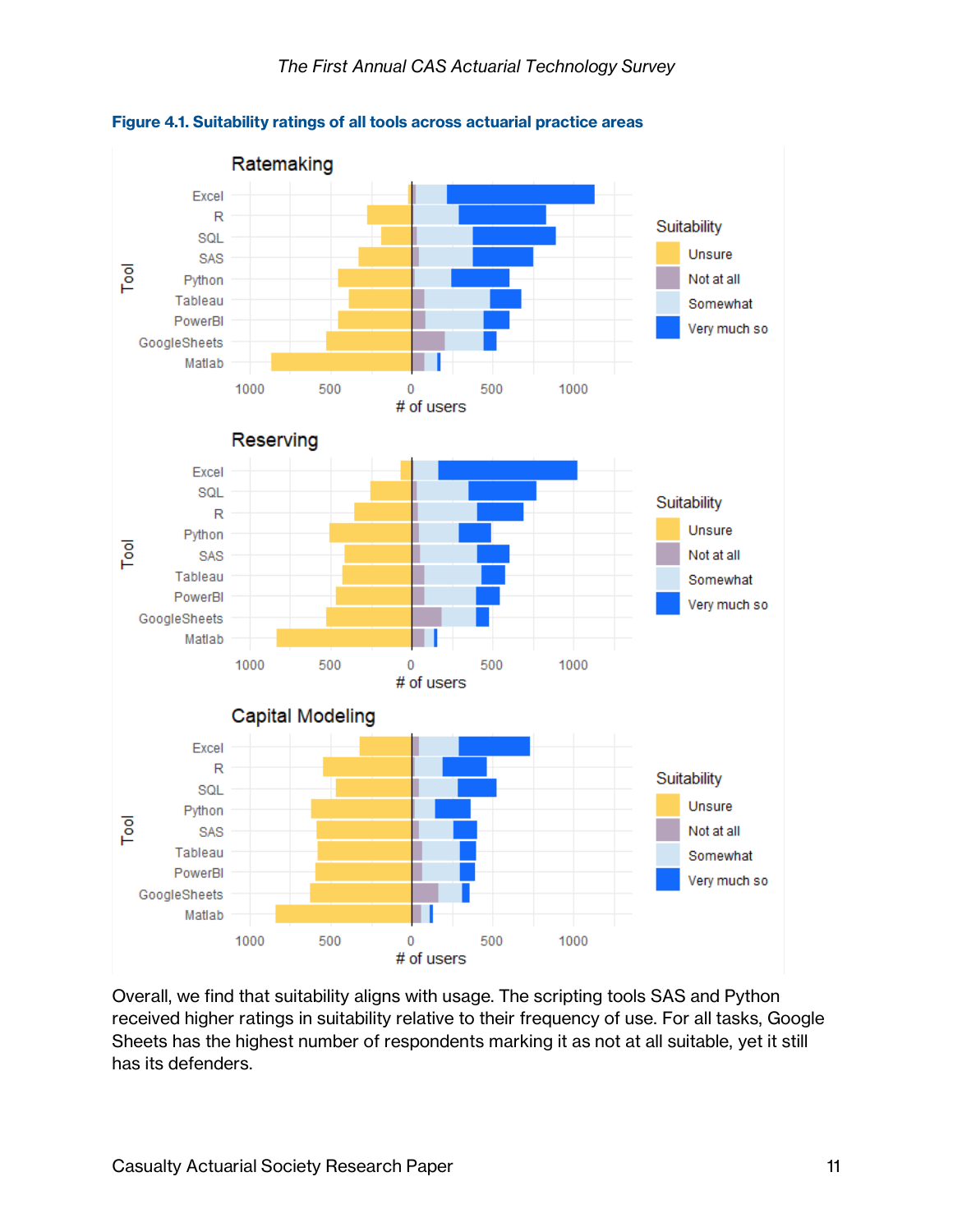**Figure 4.1. Suitability ratings of all tools across actuarial practice areas**

Overall, we find that suitability aligns with usage. The scripting tools SAS and Python received higher ratings in suitability relative to their frequency of use. For all tasks, Google Sheets has the highest number of respondents marking it as not at all suitable, yet it still has its defenders.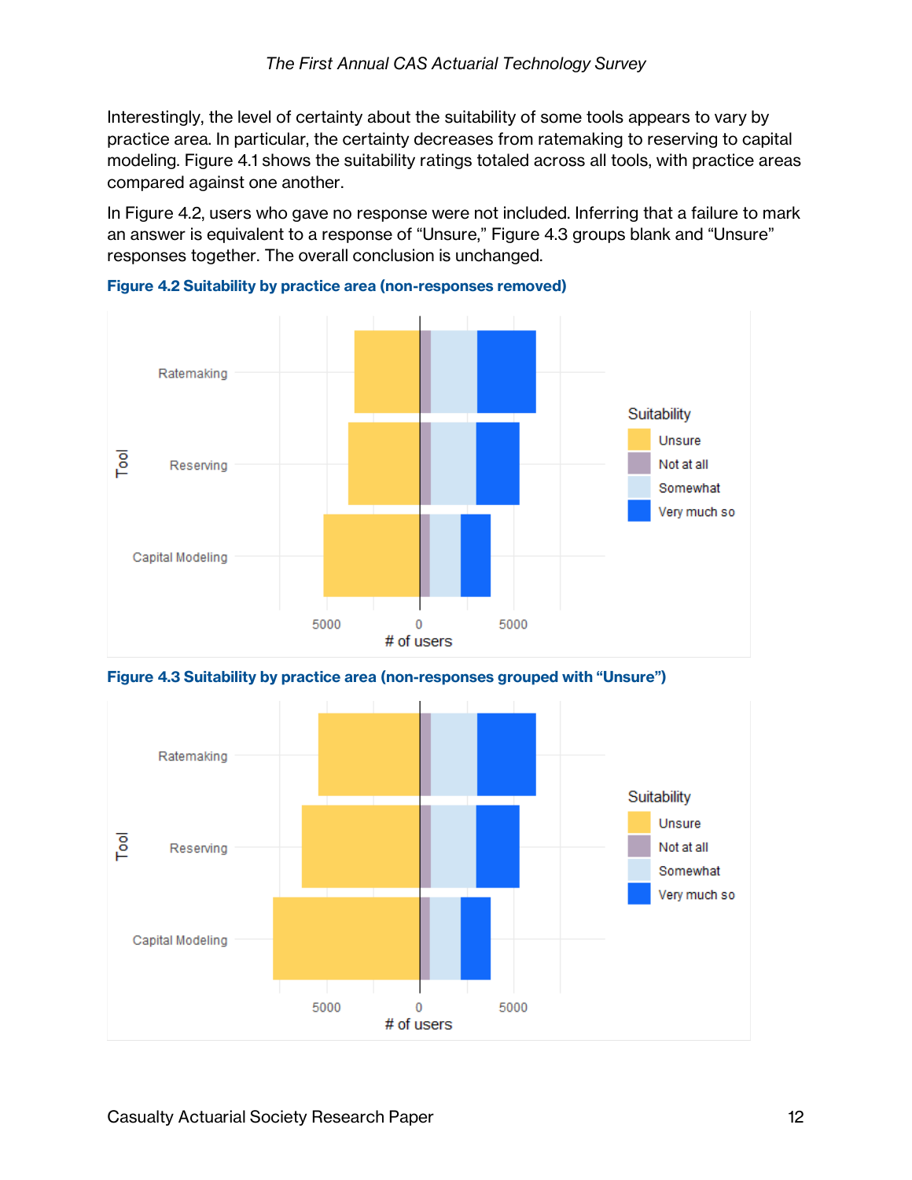Interestingly, the level of certainty about the suitability of some tools appears to vary by practice area. In particular, the certainty decreases from ratemaking to reserving to capital modeling. Figure 4.1 shows the suitability ratings totaled across all tools, with practice areas compared against one another.

In Figure 4.2, users who gave no response were not included. Inferring that a failure to mark an answer is equivalent to a response of "Unsure," Figure 4.3 groups blank and "Unsure" responses together. The overall conclusion is unchanged.

**Figure 4.2 Suitability by practice area (non-responses removed)**

**Figure 4.3 Suitability by practice area (non-responses grouped with "Unsure")**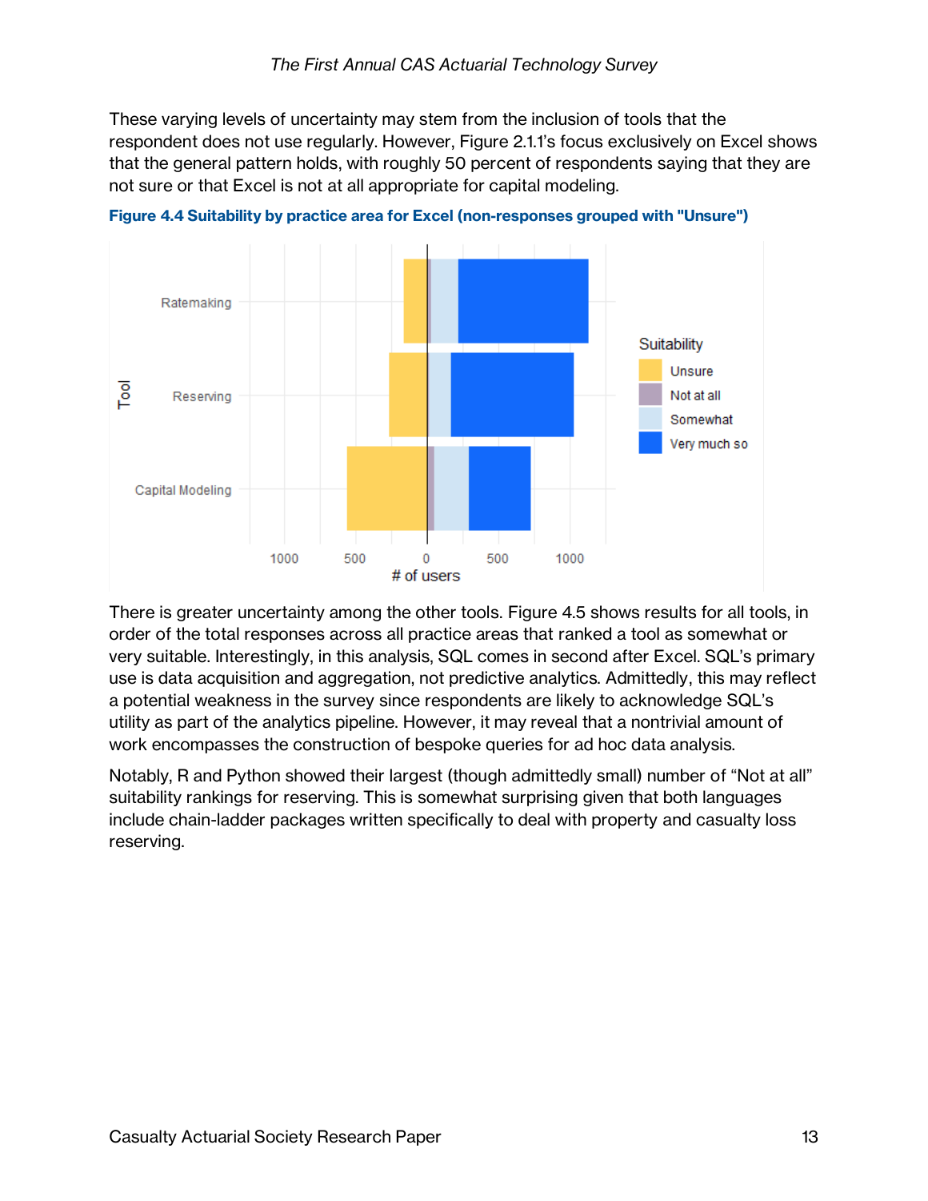These varying levels of uncertainty may stem from the inclusion of tools that the respondent does not use regularly. However, Figure 2.1.1's focus exclusively on Excel shows that the general pattern holds, with roughly 50 percent of respondents saying that they are not sure or that Excel is not at all appropriate for capital modeling.

**Figure 4.4 Suitability by practice area for Excel (non-responses grouped with "Unsure")**

There is greater uncertainty among the other tools. Figure 4.5 shows results for all tools, in order of the total responses across all practice areas that ranked a tool as somewhat or very suitable. Interestingly, in this analysis, SQL comes in second after Excel. SQL's primary use is data acquisition and aggregation, not predictive analytics. Admittedly, this may reflect a potential weakness in the survey since respondents are likely to acknowledge SQL's utility as part of the analytics pipeline. However, it may reveal that a nontrivial amount of work encompasses the construction of bespoke queries for ad hoc data analysis.

Notably, R and Python showed their largest (though admittedly small) number of "Not at all" suitability rankings for reserving. This is somewhat surprising given that both languages include chain-ladder packages written specifically to deal with property and casualty loss reserving.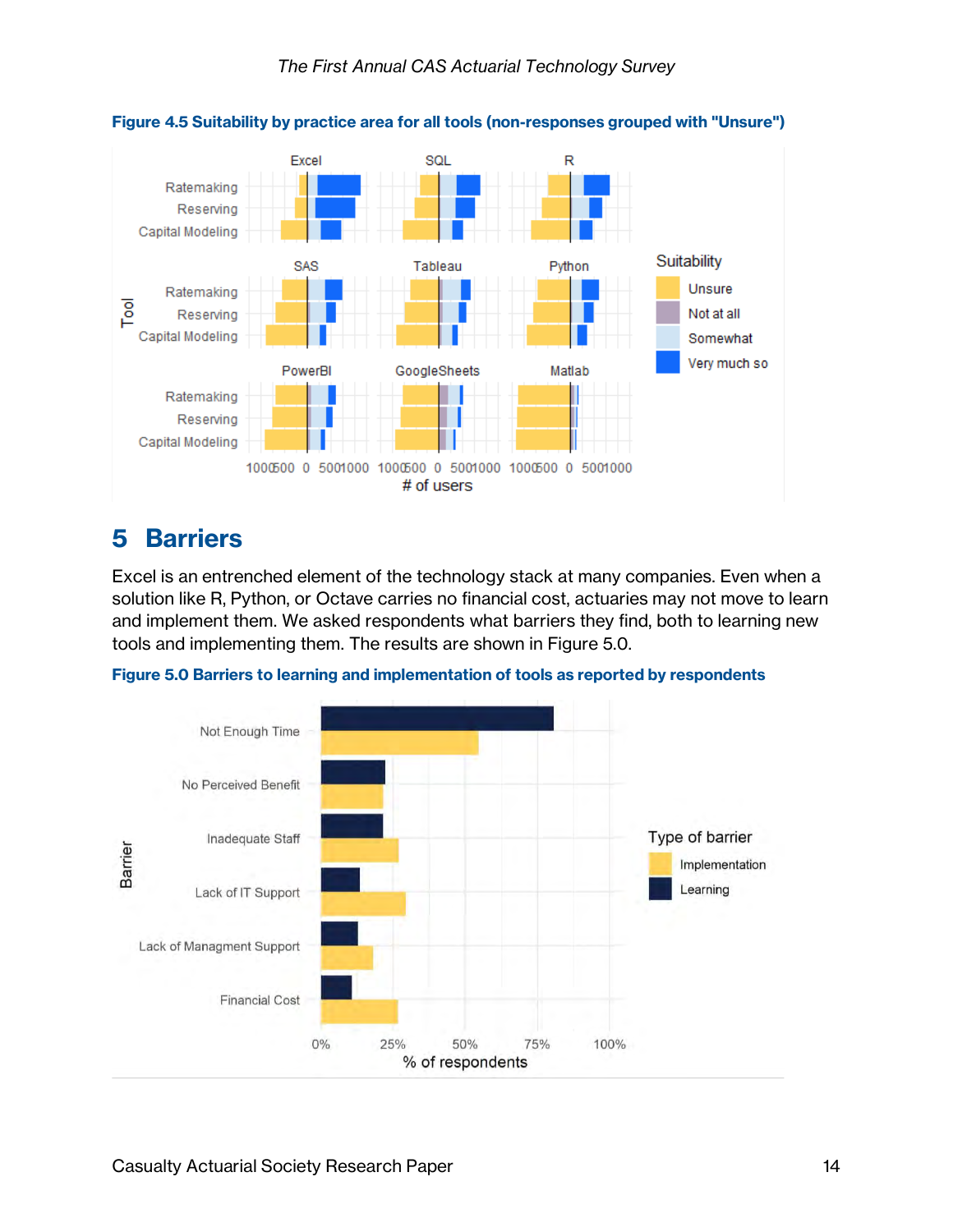**Figure 4.5 Suitability by practice area for all tools (non-responses grouped with "Unsure")**

# 5 Barriers

Excel is an entrenched element of the technology stack at many companies. Even when a solution like R, Python, or Octave carries no financial cost, actuaries may not move to learn and implement them. We asked respondents what barriers they find, both to learning new tools and implementing them. The results are shown in Figure 5.0.

**Figure 5.0 Barriers to learning and implementation of tools as reported by respondents**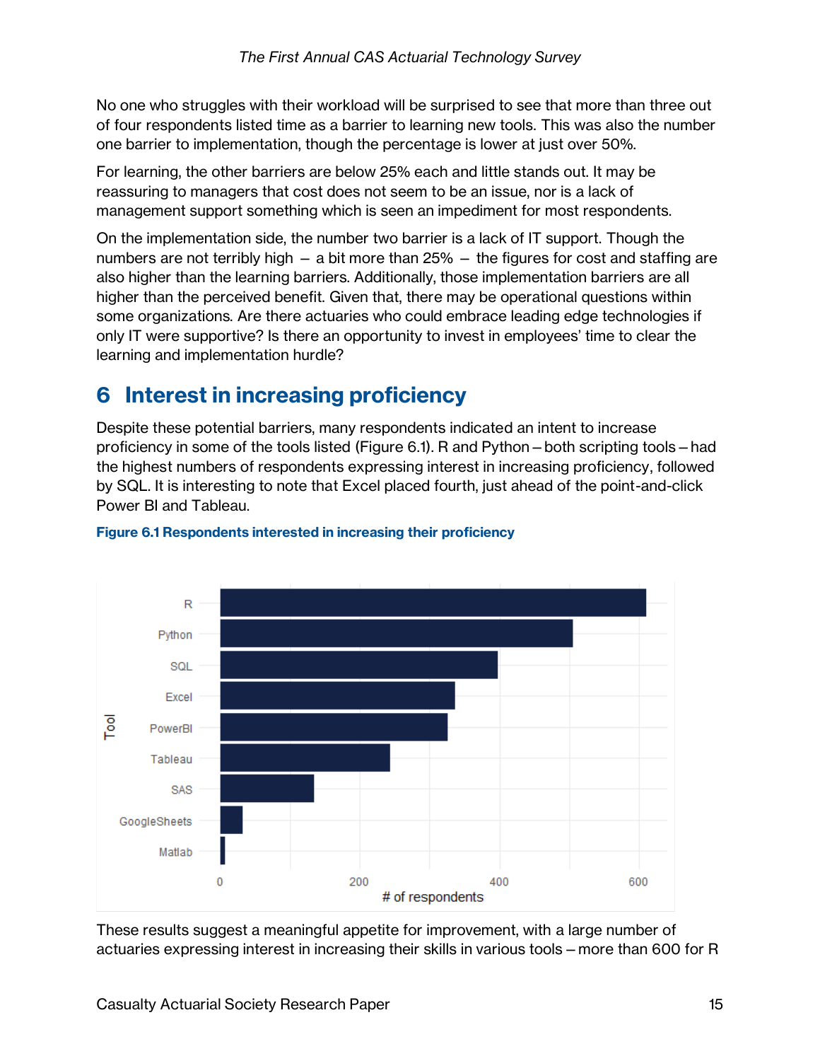No one who struggles with their workload will be surprised to see that more than three out of four respondents listed time as a barrier to learning new tools. This was also the number one barrier to implementation, though the percentage is lower at just over 50%.

For learning, the other barriers are below 25% each and little stands out. It may be reassuring to managers that cost does not seem to be an issue, nor is a lack of management support something which is seen an impediment for most respondents.

On the implementation side, the number two barrier is a lack of IT support. Though the numbers are not terribly high – a bit more than 25% – the figures for cost and staffing are also higher than the learning barriers. Additionally, those implementation barriers are all higher than the perceived benefit. Given that, there may be operational questions within some organizations. Are there actuaries who could embrace leading edge technologies if only IT were supportive? Is there an opportunity to invest in employees' time to clear the learning and implementation hurdle?

# 6 Interest in increasing proficiency

Despite these potential barriers, many respondents indicated an intent to increase proficiency in some of the tools listed (Figure 6.1). R and Python – both scripting tools – had the highest numbers of respondents expressing interest in increasing proficiency, followed by SQL. It is interesting to note that Excel placed fourth, just ahead of the point-and-click Power BI and Tableau.

**Figure 6.1 Respondents interested in increasing their proficiency**

These results suggest a meaningful appetite for improvement, with a large number of actuaries expressing interest in increasing their skills in various tools – more than 600 for R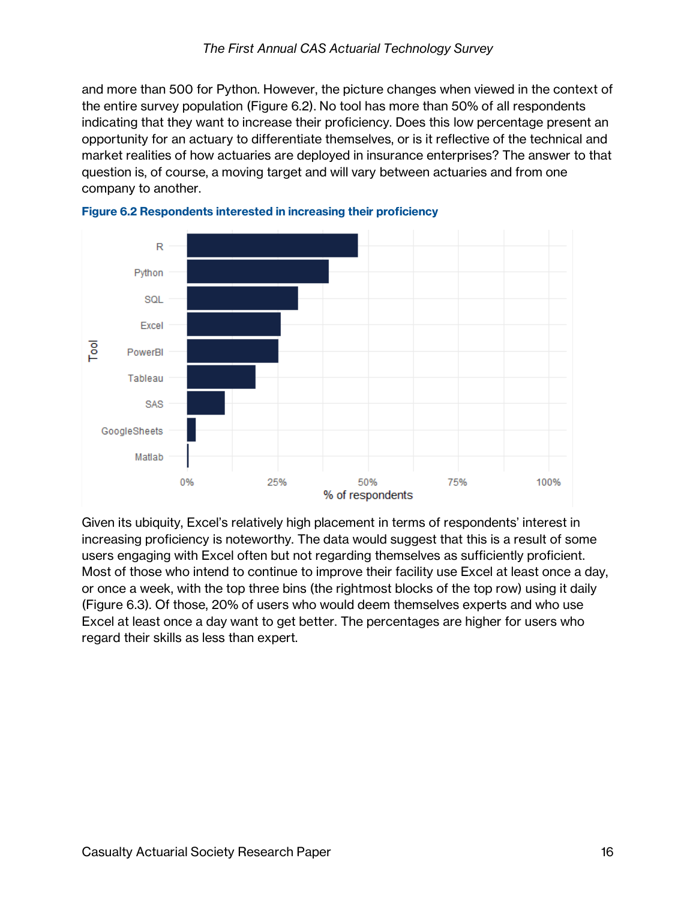and more than 500 for Python. However, the picture changes when viewed in the context of the entire survey population (Figure 6.2). No tool has more than 50% of all respondents indicating that they want to increase their proficiency. Does this low percentage present an opportunity for an actuary to differentiate themselves, or is it reflective of the technical and market realities of how actuaries are deployed in insurance enterprises? The answer to that question is, of course, a moving target and will vary between actuaries and from one company to another.

**Figure 6.2 Respondents interested in increasing their proficiency**

Given its ubiquity, Excel's relatively high placement in terms of respondents' interest in increasing proficiency is noteworthy. The data would suggest that this is a result of some users engaging with Excel often but not regarding themselves as sufficiently proficient. Most of those who intend to continue to improve their facility use Excel at least once a day, or once a week, with the top three bins (the rightmost blocks of the top row) using it daily (Figure 6.3). Of those, 20% of users who would deem themselves experts and who use Excel at least once a day want to get better. The percentages are higher for users who regard their skills as less than expert.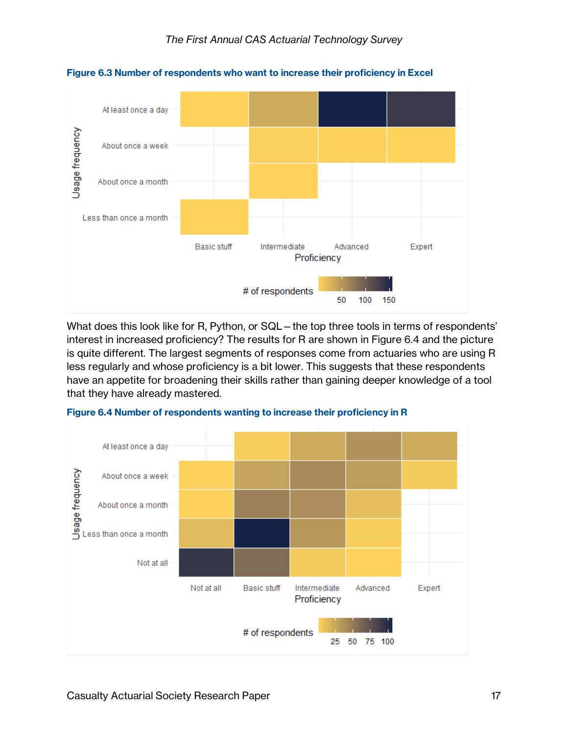**Figure 6.3 Number of respondents who want to increase their proficiency in Excel**

What does this look like for R, Python, or SQL – the top three tools in terms of respondents' interest in increased proficiency? The results for R are shown in Figure 6.4 and the picture is quite different. The largest segments of responses come from actuaries who are using R less regularly and whose proficiency is a bit lower. This suggests that these respondents have an appetite for broadening their skills rather than gaining deeper knowledge of a tool that they have already mastered.

**Figure 6.4 Number of respondents wanting to increase their proficiency in R**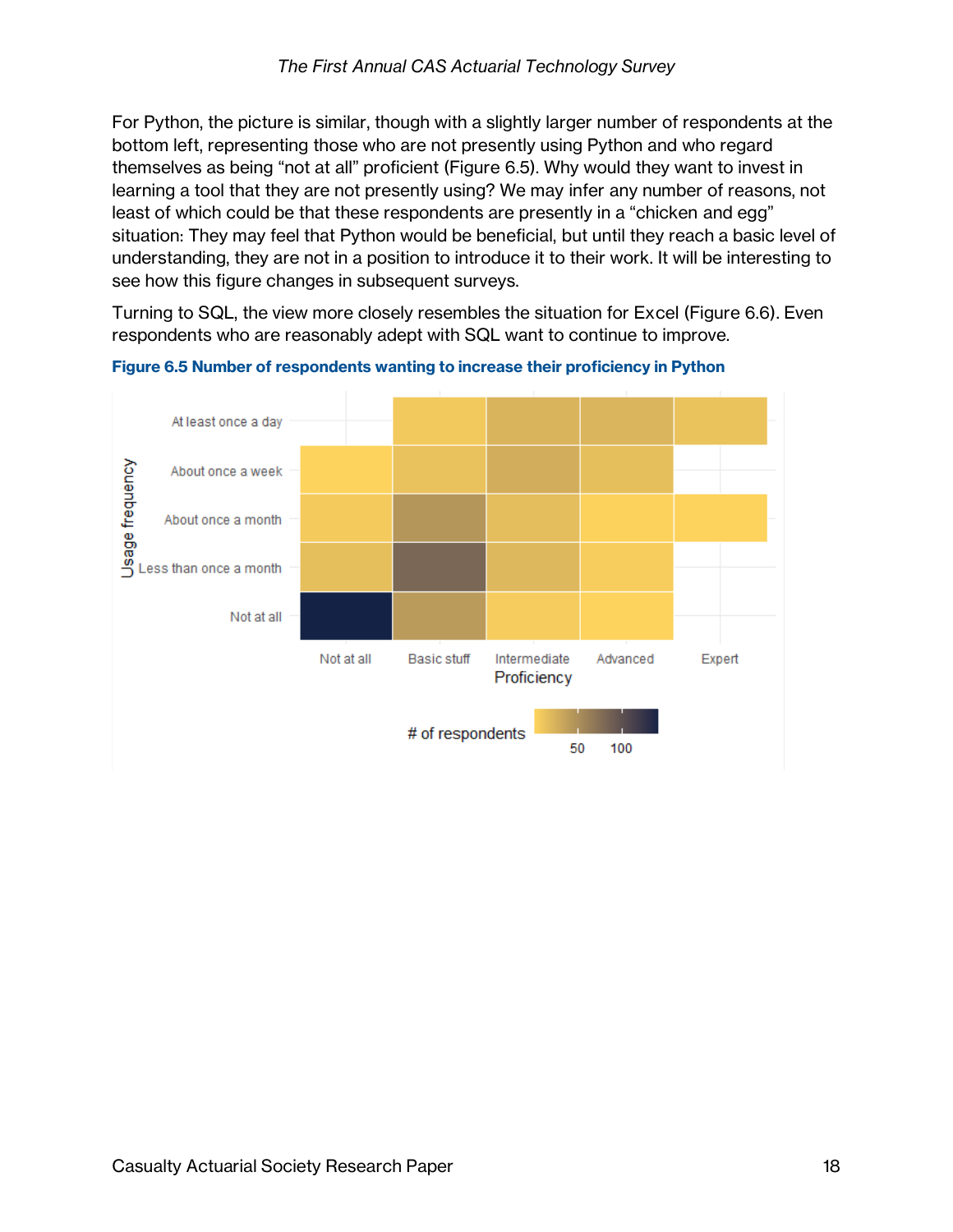For Python, the picture is similar, though with a slightly larger number of respondents at the bottom left, representing those who are not presently using Python and who regard themselves as being "not at all" proficient (Figure 6.5). Why would they want to invest in learning a tool that they are not presently using? We may infer any number of reasons, not least of which could be that these respondents are presently in a "chicken and egg" situation: They may feel that Python would be beneficial, but until they reach a basic level of understanding, they are not in a position to introduce it to their work. It will be interesting to see how this figure changes in subsequent surveys.

Turning to SQL, the view more closely resembles the situation for Excel (Figure 6.6). Even respondents who are reasonably adept with SQL want to continue to improve.

**Figure 6.5 Number of respondents wanting to increase their proficiency in Python**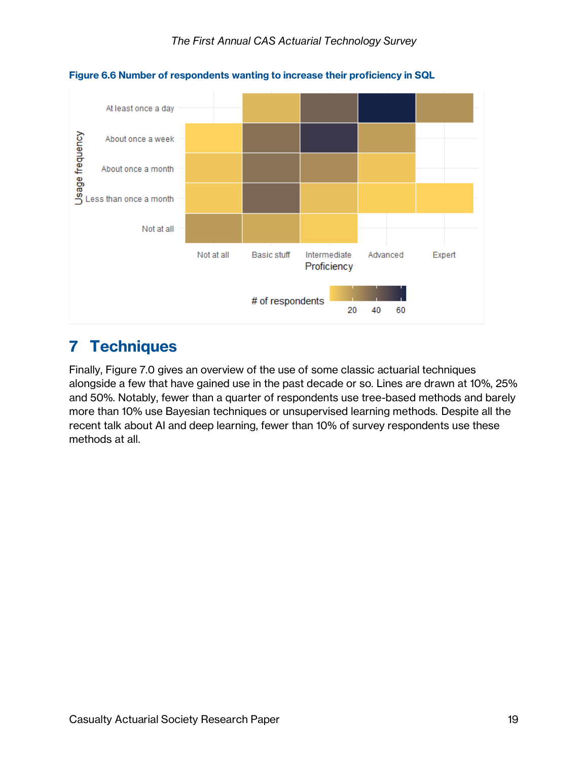**Figure 6.6 Number of respondents wanting to increase their proficiency in SQL**

## 7 Techniques

Finally, Figure 7.0 gives an overview of the use of some classic actuarial techniques alongside a few that have gained use in the past decade or so. Lines are drawn at 10%, 25% and 50%. Notably, fewer than a quarter of respondents use tree-based methods and barely more than 10% use Bayesian techniques or unsupervised learning methods. Despite all the recent talk about AI and deep learning, fewer than 10% of survey respondents use these methods at all.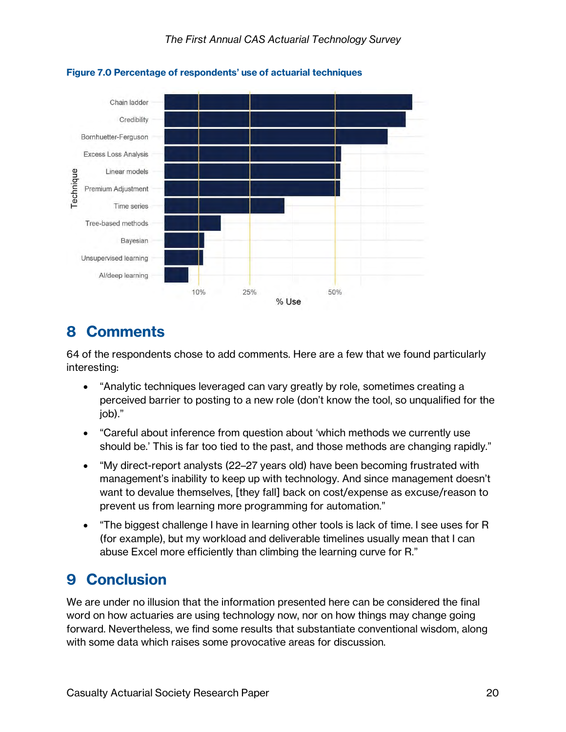**Figure 7.0 Percentage of respondents' use of actuarial techniques**

## 8 Comments

64 of the respondents chose to add comments. Here are a few that we found particularly interesting:

- "Analytic techniques leveraged can vary greatly by role, sometimes creating a perceived barrier to posting to a new role (don't know the tool, so unqualified for the job)."
- "Careful about inference from question about 'which methods we currently use should be.' This is far too tied to the past, and those methods are changing rapidly."
- "My direct-report analysts (22–27 years old) have been becoming frustrated with management's inability to keep up with technology. And since management doesn't want to devalue themselves, [they fall] back on cost/expense as excuse/reason to prevent us from learning more programming for automation."
- "The biggest challenge I have in learning other tools is lack of time. I see uses for R (for example), but my workload and deliverable timelines usually mean that I can abuse Excel more efficiently than climbing the learning curve for R."

## 9 Conclusion

We are under no illusion that the information presented here can be considered the final word on how actuaries are using technology now, nor on how things may change going forward. Nevertheless, we find some results that substantiate conventional wisdom, along with some data which raises some provocative areas for discussion.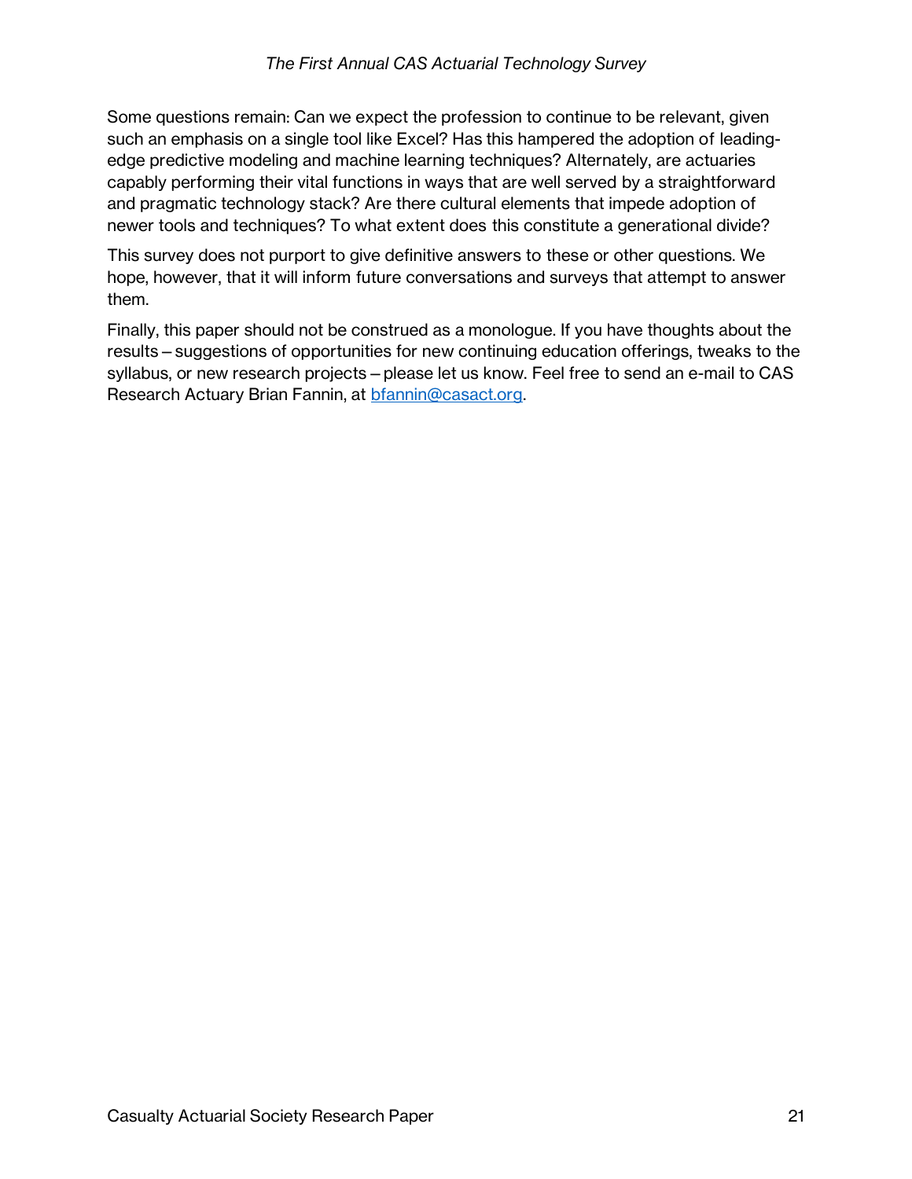Some questions remain: Can we expect the profession to continue to be relevant, given such an emphasis on a single tool like Excel? Has this hampered the adoption of leading-edge predictive modeling and machine learning techniques? Alternately, are actuaries capably performing their vital functions in ways that are well served by a straightforward and pragmatic technology stack? Are there cultural elements that impede adoption of newer tools and techniques? To what extent does this constitute a generational divide?

This survey does not purport to give definitive answers to these or other questions. We hope, however, that it will inform future conversations and surveys that attempt to answer them.

Finally, this paper should not be construed as a monologue. If you have thoughts about the results – suggestions of opportunities for new continuing education offerings, tweaks to the syllabus, or new research projects – please let us know. Feel free to send an e-mail to CAS Research Actuary Brian Fannin, at [bfannin@casact.org](mailto:bfannin@casact.org).